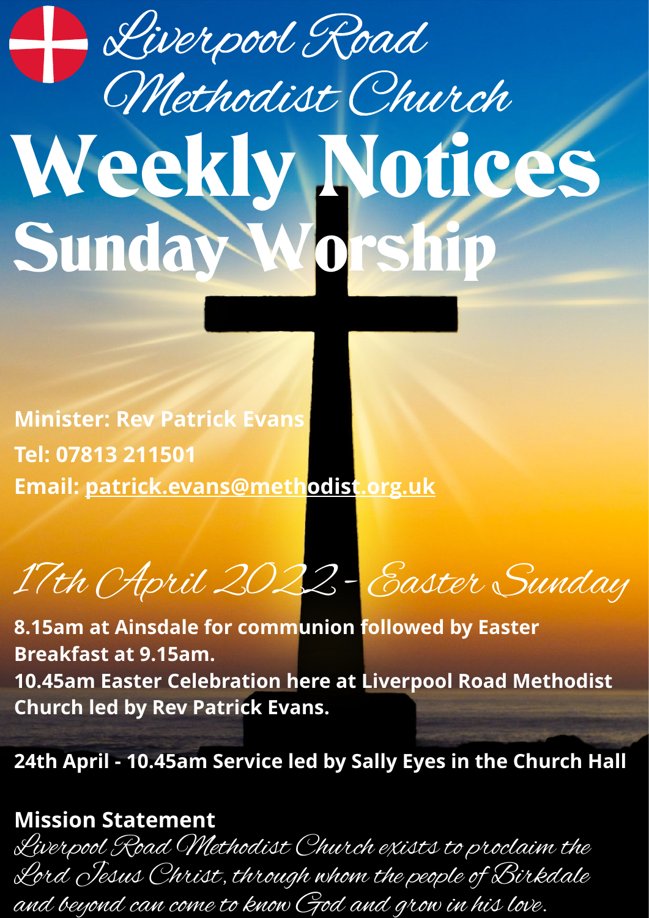# Liverpool Road Methodist Church

# Weekly Notices

# Sunday Worship

**Minister: Rev Patrick Evans**
**Tel: 07813 211501**
**Email: patrick.evans@methodist.org.uk**

## *17th April 2022 - Easter Sunday*

**8.15am at Ainsdale for communion followed by Easter Breakfast at 9.15am.**
**10.45am Easter Celebration here at Liverpool Road Methodist Church led by Rev Patrick Evans.**

**24th April - 10.45am Service led by Sally Eyes in the Church Hall**

## Mission Statement

*Liverpool Road Methodist Church exists to proclaim the Lord Jesus Christ, through whom the people of Birkdale and beyond can come to know God and grow in his love.*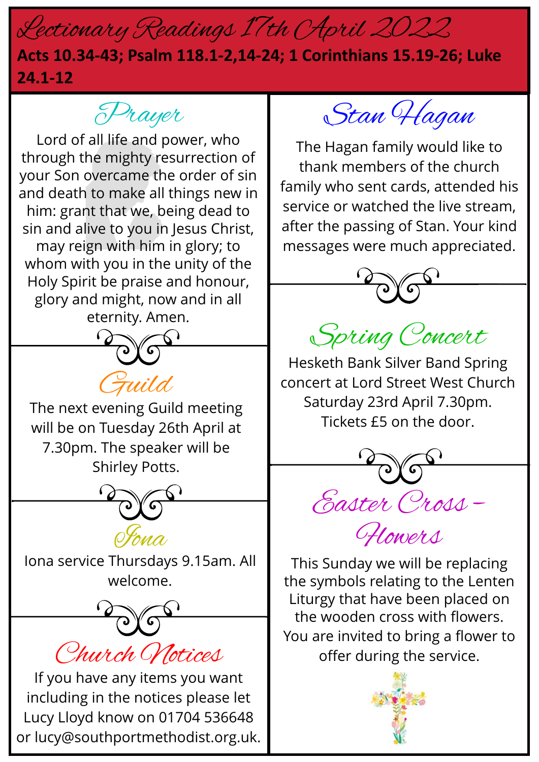# Lectionary Readings 17th April 2022

**Acts 10.34-43; Psalm 118.1-2,14-24; 1 Corinthians 15.19-26; Luke 24.1-12**

## Prayer

Lord of all life and power, who through the mighty resurrection of your Son overcame the order of sin and death to make all things new in him: grant that we, being dead to sin and alive to you in Jesus Christ, may reign with him in glory; to whom with you in the unity of the Holy Spirit be praise and honour, glory and might, now and in all eternity. Amen.

## Guild

The next evening Guild meeting will be on Tuesday 26th April at 7.30pm. The speaker will be Shirley Potts.

## Iona

Iona service Thursdays 9.15am. All welcome.

## Church Notices

If you have any items you want including in the notices please let Lucy Lloyd know on 01704 536648 or lucy@southportmethodist.org.uk.

## Stan Hagan

The Hagan family would like to thank members of the church family who sent cards, attended his service or watched the live stream, after the passing of Stan. Your kind messages were much appreciated.

## Spring Concert

Hesketh Bank Silver Band Spring concert at Lord Street West Church Saturday 23rd April 7.30pm. Tickets £5 on the door.

## Easter Cross – Flowers

This Sunday we will be replacing the symbols relating to the Lenten Liturgy that have been placed on the wooden cross with flowers. You are invited to bring a flower to offer during the service.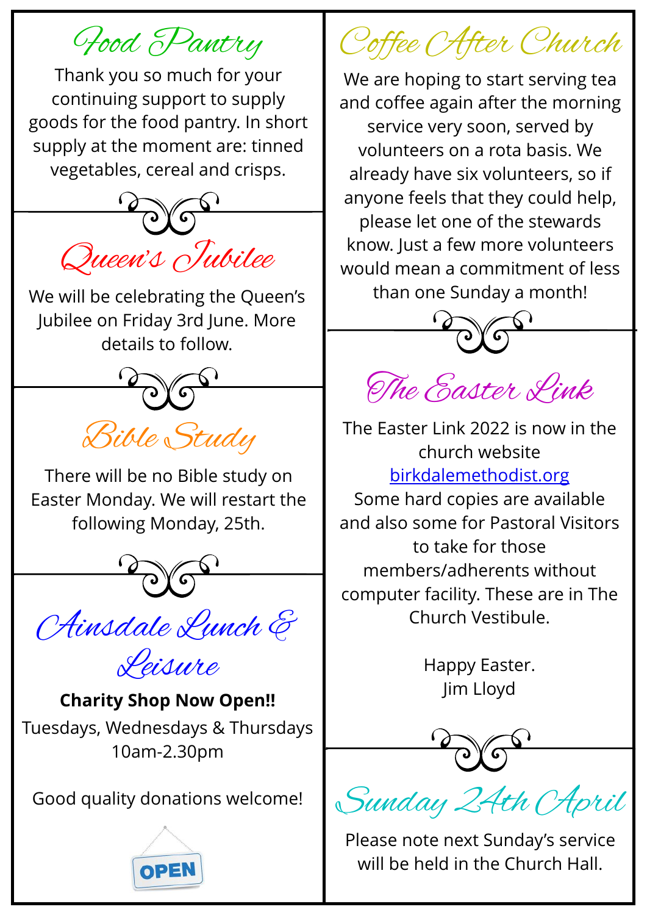## Food Pantry

Thank you so much for your continuing support to supply goods for the food pantry. In short supply at the moment are: tinned vegetables, cereal and crisps.

## Queen's Jubilee

We will be celebrating the Queen's Jubilee on Friday 3rd June. More details to follow.

## Bible Study

There will be no Bible study on Easter Monday. We will restart the following Monday, 25th.

## Ainsdale Lunch & Leisure

**Charity Shop Now Open!!**

Tuesdays, Wednesdays & Thursdays 10am-2.30pm

Good quality donations welcome!

OPEN

## Coffee After Church

We are hoping to start serving tea and coffee again after the morning service very soon, served by volunteers on a rota basis. We already have six volunteers, so if anyone feels that they could help, please let one of the stewards know. Just a few more volunteers would mean a commitment of less than one Sunday a month!

## The Easter Link

The Easter Link 2022 is now in the church website [birkdalemethodist.org](birkdalemethodist.org)
Some hard copies are available and also some for Pastoral Visitors to take for those members/adherents without computer facility. These are in The Church Vestibule.

Happy Easter.
Jim Lloyd

## Sunday 24th April

Please note next Sunday's service will be held in the Church Hall.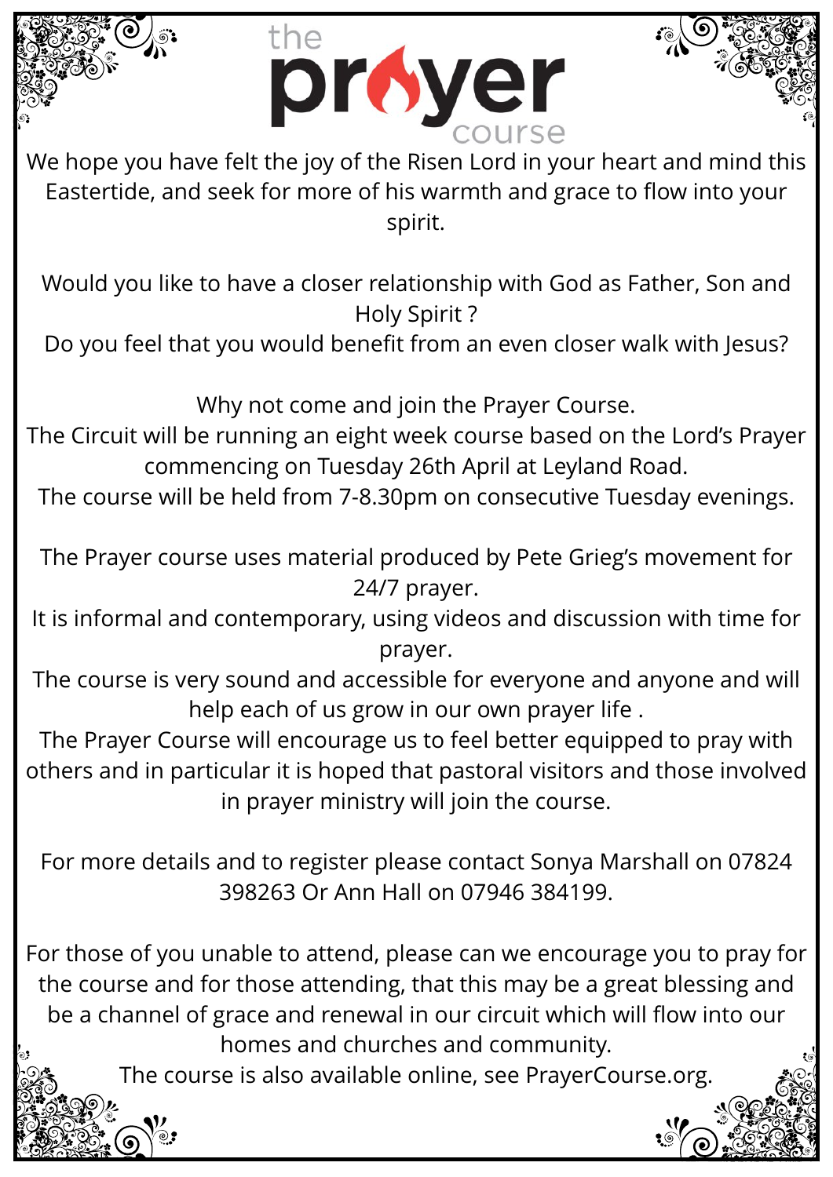# the prayer course

We hope you have felt the joy of the Risen Lord in your heart and mind this Eastertide, and seek for more of his warmth and grace to flow into your spirit.

Would you like to have a closer relationship with God as Father, Son and Holy Spirit ?
Do you feel that you would benefit from an even closer walk with Jesus?

Why not come and join the Prayer Course.
The Circuit will be running an eight week course based on the Lord's Prayer commencing on Tuesday 26th April at Leyland Road.
The course will be held from 7-8.30pm on consecutive Tuesday evenings.

The Prayer course uses material produced by Pete Grieg's movement for 24/7 prayer.
It is informal and contemporary, using videos and discussion with time for prayer.
The course is very sound and accessible for everyone and anyone and will help each of us grow in our own prayer life .
The Prayer Course will encourage us to feel better equipped to pray with others and in particular it is hoped that pastoral visitors and those involved in prayer ministry will join the course.

For more details and to register please contact Sonya Marshall on 07824 398263 Or Ann Hall on 07946 384199.

For those of you unable to attend, please can we encourage you to pray for the course and for those attending, that this may be a great blessing and be a channel of grace and renewal in our circuit which will flow into our homes and churches and community.
The course is also available online, see PrayerCourse.org.